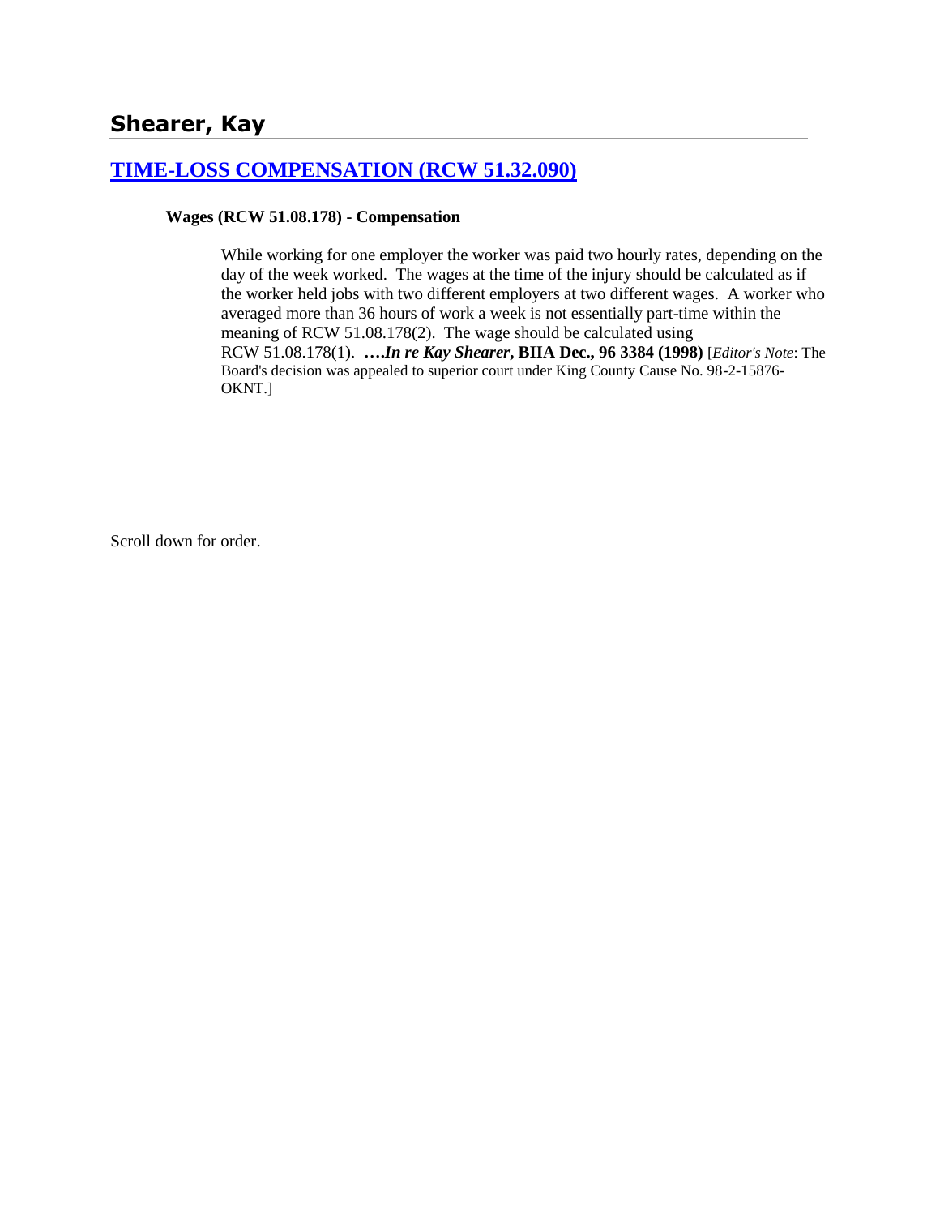## Shearer, Kay

### [TIME-LOSS COMPENSATION (RCW 51.32.090)]

**Wages (RCW 51.08.178) - Compensation**

While working for one employer the worker was paid two hourly rates, depending on the day of the week worked. The wages at the time of the injury should be calculated as if the worker held jobs with two different employers at two different wages. A worker who averaged more than 36 hours of work a week is not essentially part-time within the meaning of RCW 51.08.178(2). The wage should be calculated using RCW 51.08.178(1). ***….In re Kay Shearer*, BIIA Dec., 96 3384 (1998)** [*Editor's Note*: The Board's decision was appealed to superior court under King County Cause No. 98-2-15876-OKNT.]

Scroll down for order.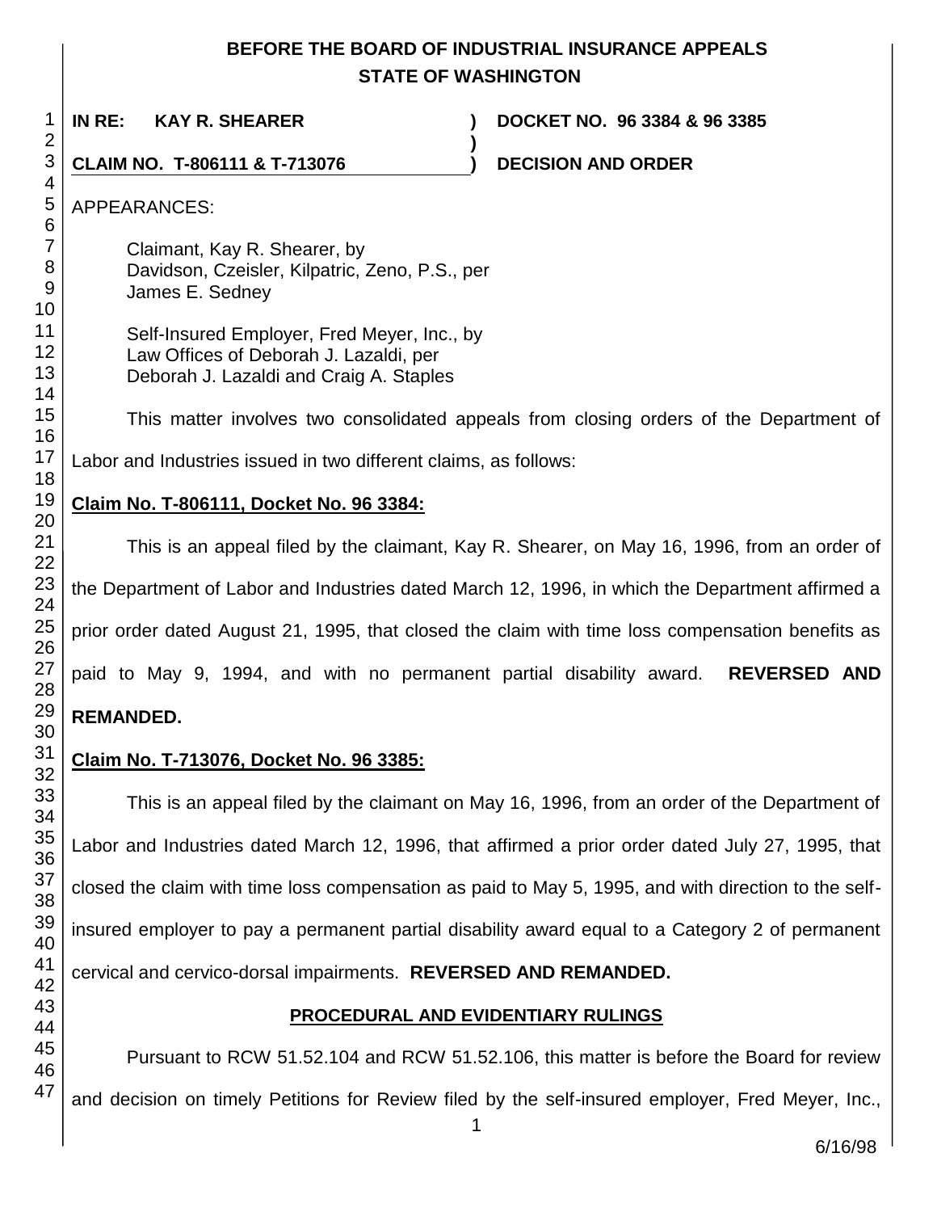# BEFORE THE BOARD OF INDUSTRIAL INSURANCE APPEALS
## STATE OF WASHINGTON

**IN RE: KAY R. SHEARER** ) **DOCKET NO. 96 3384 & 96 3385**
)
**CLAIM NO. T-806111 & T-713076** ) **DECISION AND ORDER**

APPEARANCES:

Claimant, Kay R. Shearer, by
Davidson, Czeisler, Kilpatric, Zeno, P.S., per
James E. Sedney

Self-Insured Employer, Fred Meyer, Inc., by
Law Offices of Deborah J. Lazaldi, per
Deborah J. Lazaldi and Craig A. Staples

This matter involves two consolidated appeals from closing orders of the Department of Labor and Industries issued in two different claims, as follows:

**Claim No. T-806111, Docket No. 96 3384:**

This is an appeal filed by the claimant, Kay R. Shearer, on May 16, 1996, from an order of the Department of Labor and Industries dated March 12, 1996, in which the Department affirmed a prior order dated August 21, 1995, that closed the claim with time loss compensation benefits as paid to May 9, 1994, and with no permanent partial disability award. **REVERSED AND REMANDED.**

**Claim No. T-713076, Docket No. 96 3385:**

This is an appeal filed by the claimant on May 16, 1996, from an order of the Department of Labor and Industries dated March 12, 1996, that affirmed a prior order dated July 27, 1995, that closed the claim with time loss compensation as paid to May 5, 1995, and with direction to the self-insured employer to pay a permanent partial disability award equal to a Category 2 of permanent cervical and cervico-dorsal impairments. **REVERSED AND REMANDED.**

**PROCEDURAL AND EVIDENTIARY RULINGS**

Pursuant to RCW 51.52.104 and RCW 51.52.106, this matter is before the Board for review and decision on timely Petitions for Review filed by the self-insured employer, Fred Meyer, Inc.,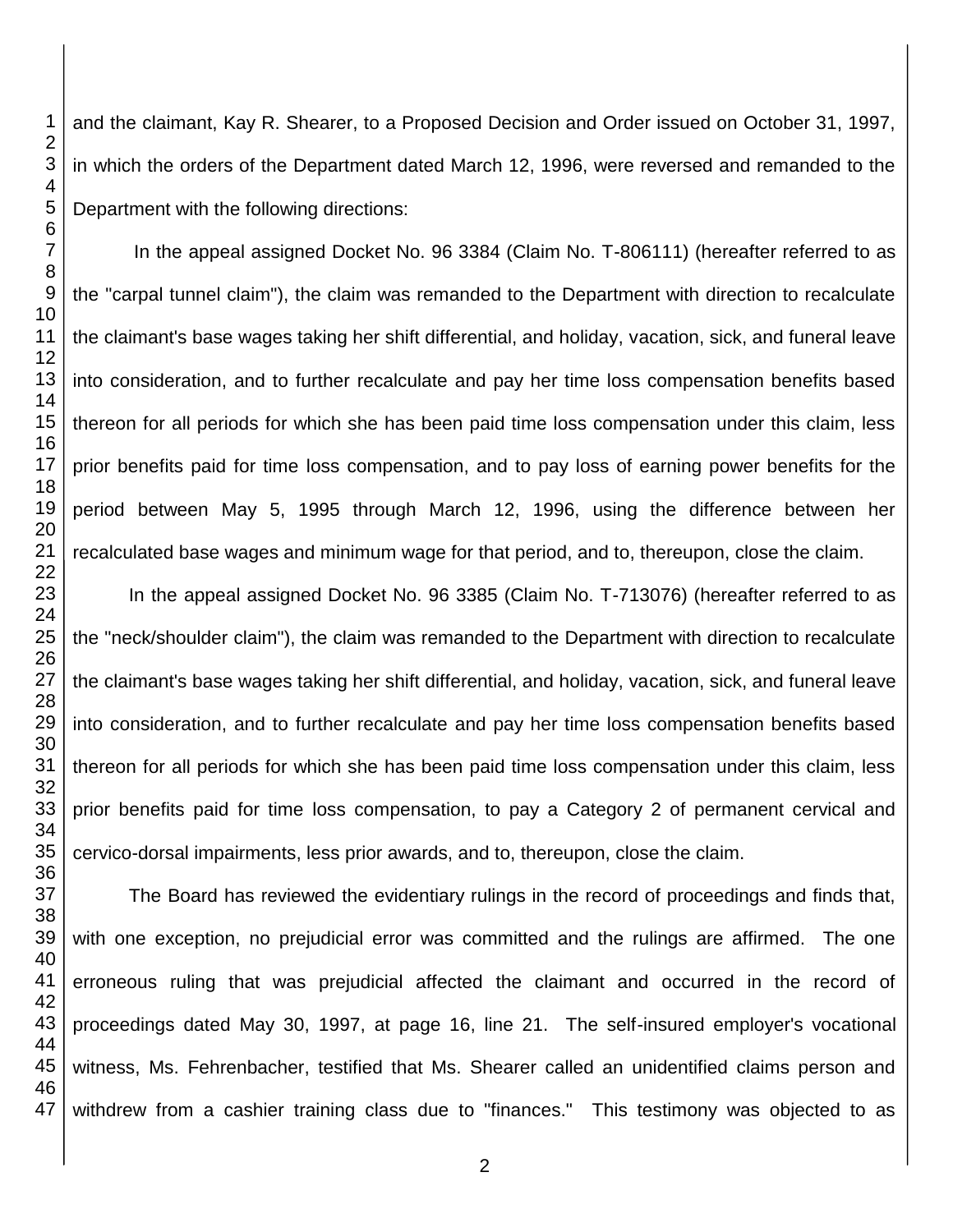and the claimant, Kay R. Shearer, to a Proposed Decision and Order issued on October 31, 1997, in which the orders of the Department dated March 12, 1996, were reversed and remanded to the Department with the following directions:

In the appeal assigned Docket No. 96 3384 (Claim No. T-806111) (hereafter referred to as the "carpal tunnel claim"), the claim was remanded to the Department with direction to recalculate the claimant's base wages taking her shift differential, and holiday, vacation, sick, and funeral leave into consideration, and to further recalculate and pay her time loss compensation benefits based thereon for all periods for which she has been paid time loss compensation under this claim, less prior benefits paid for time loss compensation, and to pay loss of earning power benefits for the period between May 5, 1995 through March 12, 1996, using the difference between her recalculated base wages and minimum wage for that period, and to, thereupon, close the claim.

In the appeal assigned Docket No. 96 3385 (Claim No. T-713076) (hereafter referred to as the "neck/shoulder claim"), the claim was remanded to the Department with direction to recalculate the claimant's base wages taking her shift differential, and holiday, vacation, sick, and funeral leave into consideration, and to further recalculate and pay her time loss compensation benefits based thereon for all periods for which she has been paid time loss compensation under this claim, less prior benefits paid for time loss compensation, to pay a Category 2 of permanent cervical and cervico-dorsal impairments, less prior awards, and to, thereupon, close the claim.

The Board has reviewed the evidentiary rulings in the record of proceedings and finds that, with one exception, no prejudicial error was committed and the rulings are affirmed. The one erroneous ruling that was prejudicial affected the claimant and occurred in the record of proceedings dated May 30, 1997, at page 16, line 21. The self-insured employer's vocational witness, Ms. Fehrenbacher, testified that Ms. Shearer called an unidentified claims person and withdrew from a cashier training class due to "finances." This testimony was objected to as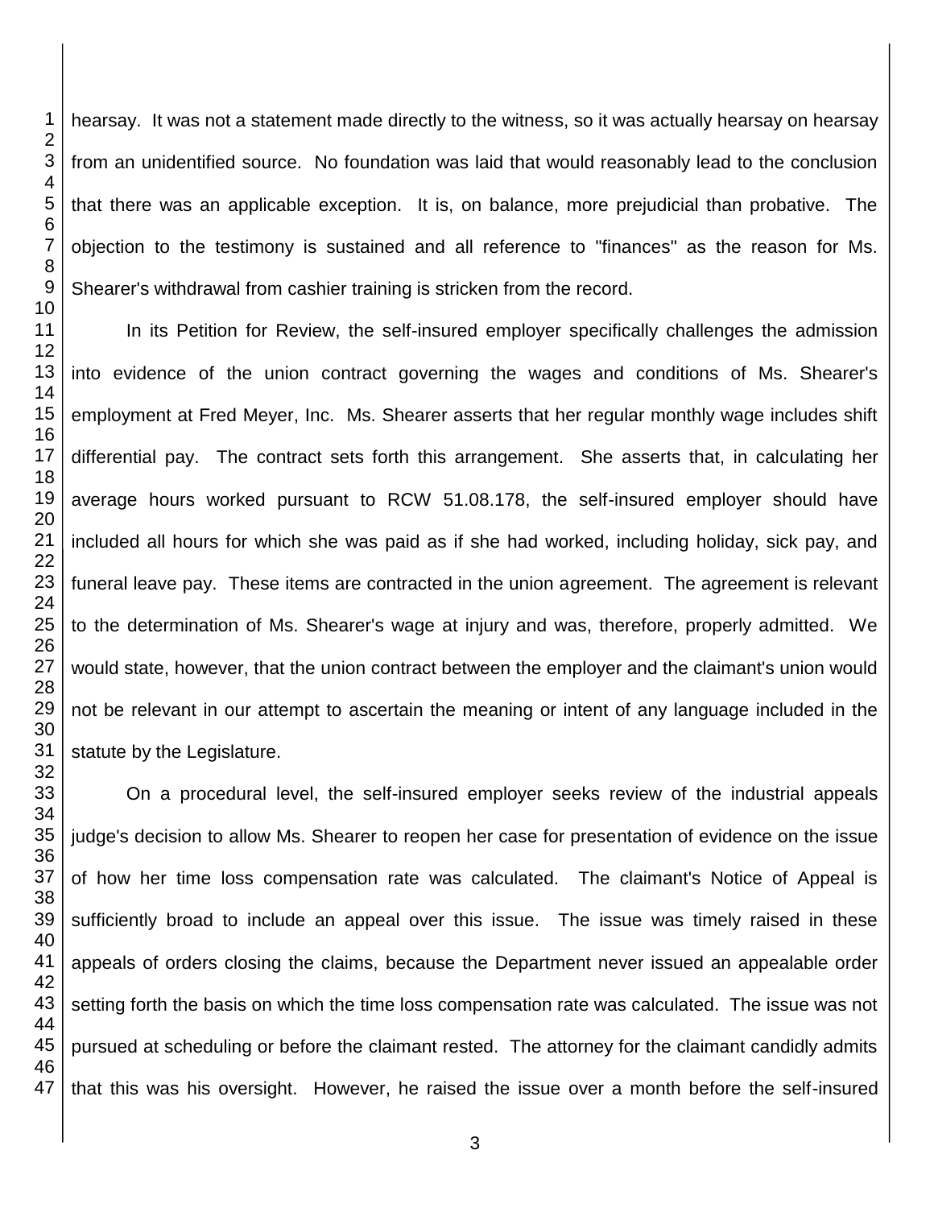hearsay. It was not a statement made directly to the witness, so it was actually hearsay on hearsay from an unidentified source. No foundation was laid that would reasonably lead to the conclusion that there was an applicable exception. It is, on balance, more prejudicial than probative. The objection to the testimony is sustained and all reference to "finances" as the reason for Ms. Shearer's withdrawal from cashier training is stricken from the record.

In its Petition for Review, the self-insured employer specifically challenges the admission into evidence of the union contract governing the wages and conditions of Ms. Shearer's employment at Fred Meyer, Inc. Ms. Shearer asserts that her regular monthly wage includes shift differential pay. The contract sets forth this arrangement. She asserts that, in calculating her average hours worked pursuant to RCW 51.08.178, the self-insured employer should have included all hours for which she was paid as if she had worked, including holiday, sick pay, and funeral leave pay. These items are contracted in the union agreement. The agreement is relevant to the determination of Ms. Shearer's wage at injury and was, therefore, properly admitted. We would state, however, that the union contract between the employer and the claimant's union would not be relevant in our attempt to ascertain the meaning or intent of any language included in the statute by the Legislature.

On a procedural level, the self-insured employer seeks review of the industrial appeals judge's decision to allow Ms. Shearer to reopen her case for presentation of evidence on the issue of how her time loss compensation rate was calculated. The claimant's Notice of Appeal is sufficiently broad to include an appeal over this issue. The issue was timely raised in these appeals of orders closing the claims, because the Department never issued an appealable order setting forth the basis on which the time loss compensation rate was calculated. The issue was not pursued at scheduling or before the claimant rested. The attorney for the claimant candidly admits that this was his oversight. However, he raised the issue over a month before the self-insured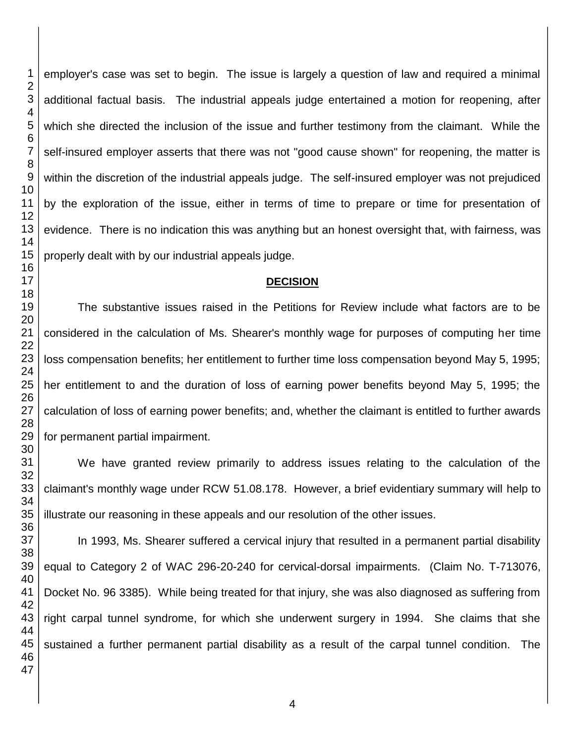employer's case was set to begin. The issue is largely a question of law and required a minimal additional factual basis. The industrial appeals judge entertained a motion for reopening, after which she directed the inclusion of the issue and further testimony from the claimant. While the self-insured employer asserts that there was not "good cause shown" for reopening, the matter is within the discretion of the industrial appeals judge. The self-insured employer was not prejudiced by the exploration of the issue, either in terms of time to prepare or time for presentation of evidence. There is no indication this was anything but an honest oversight that, with fairness, was properly dealt with by our industrial appeals judge.

## DECISION

The substantive issues raised in the Petitions for Review include what factors are to be considered in the calculation of Ms. Shearer's monthly wage for purposes of computing her time loss compensation benefits; her entitlement to further time loss compensation beyond May 5, 1995; her entitlement to and the duration of loss of earning power benefits beyond May 5, 1995; the calculation of loss of earning power benefits; and, whether the claimant is entitled to further awards for permanent partial impairment.

We have granted review primarily to address issues relating to the calculation of the claimant's monthly wage under RCW 51.08.178. However, a brief evidentiary summary will help to illustrate our reasoning in these appeals and our resolution of the other issues.

In 1993, Ms. Shearer suffered a cervical injury that resulted in a permanent partial disability equal to Category 2 of WAC 296-20-240 for cervical-dorsal impairments. (Claim No. T-713076, Docket No. 96 3385). While being treated for that injury, she was also diagnosed as suffering from right carpal tunnel syndrome, for which she underwent surgery in 1994. She claims that she sustained a further permanent partial disability as a result of the carpal tunnel condition. The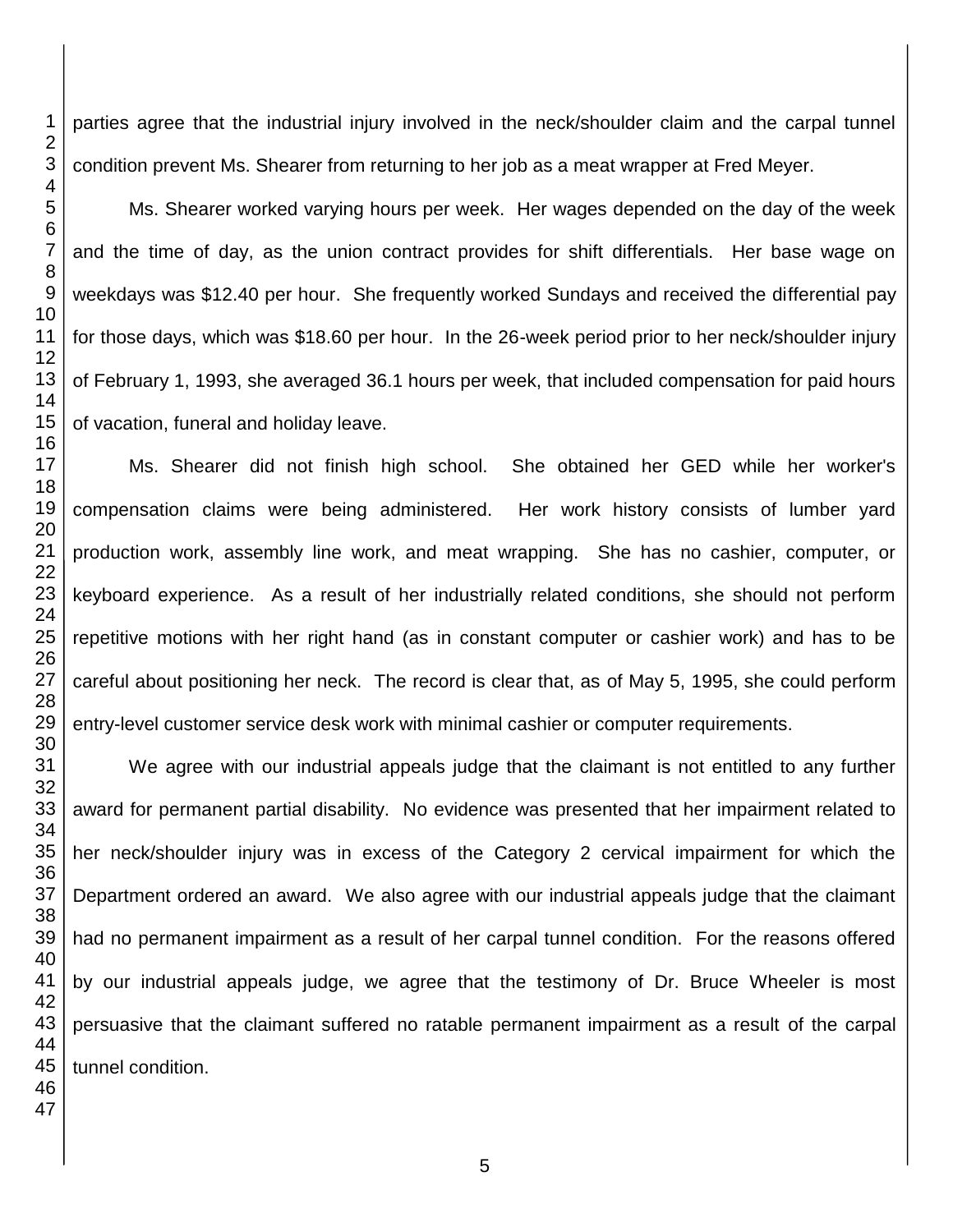parties agree that the industrial injury involved in the neck/shoulder claim and the carpal tunnel condition prevent Ms. Shearer from returning to her job as a meat wrapper at Fred Meyer.

Ms. Shearer worked varying hours per week. Her wages depended on the day of the week and the time of day, as the union contract provides for shift differentials. Her base wage on weekdays was $12.40 per hour. She frequently worked Sundays and received the differential pay for those days, which was $18.60 per hour. In the 26-week period prior to her neck/shoulder injury of February 1, 1993, she averaged 36.1 hours per week, that included compensation for paid hours of vacation, funeral and holiday leave.

Ms. Shearer did not finish high school. She obtained her GED while her worker's compensation claims were being administered. Her work history consists of lumber yard production work, assembly line work, and meat wrapping. She has no cashier, computer, or keyboard experience. As a result of her industrially related conditions, she should not perform repetitive motions with her right hand (as in constant computer or cashier work) and has to be careful about positioning her neck. The record is clear that, as of May 5, 1995, she could perform entry-level customer service desk work with minimal cashier or computer requirements.

We agree with our industrial appeals judge that the claimant is not entitled to any further award for permanent partial disability. No evidence was presented that her impairment related to her neck/shoulder injury was in excess of the Category 2 cervical impairment for which the Department ordered an award. We also agree with our industrial appeals judge that the claimant had no permanent impairment as a result of her carpal tunnel condition. For the reasons offered by our industrial appeals judge, we agree that the testimony of Dr. Bruce Wheeler is most persuasive that the claimant suffered no ratable permanent impairment as a result of the carpal tunnel condition.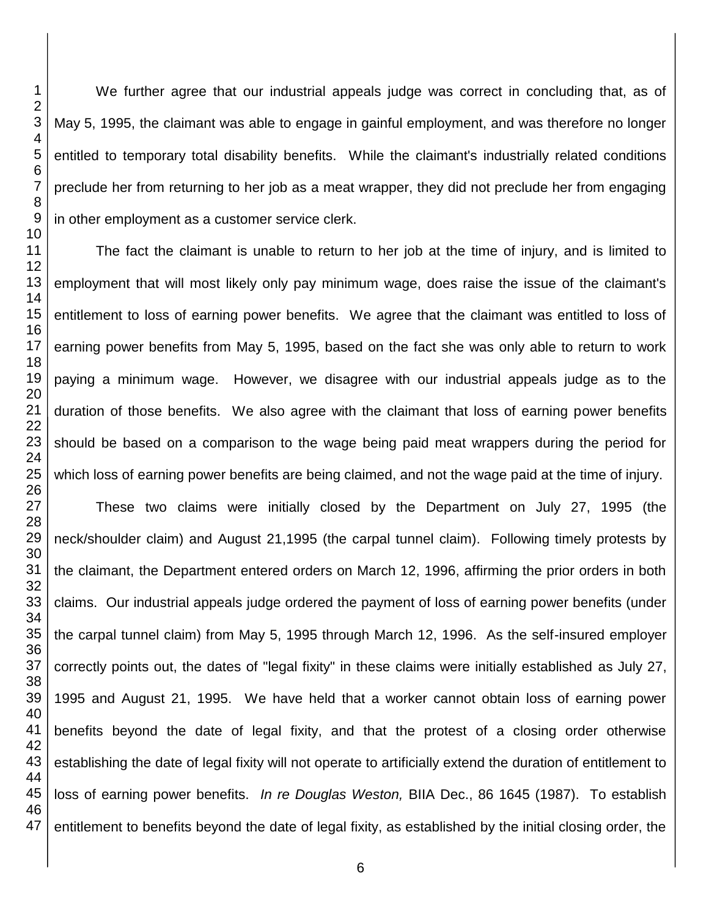We further agree that our industrial appeals judge was correct in concluding that, as of May 5, 1995, the claimant was able to engage in gainful employment, and was therefore no longer entitled to temporary total disability benefits. While the claimant's industrially related conditions preclude her from returning to her job as a meat wrapper, they did not preclude her from engaging in other employment as a customer service clerk.

The fact the claimant is unable to return to her job at the time of injury, and is limited to employment that will most likely only pay minimum wage, does raise the issue of the claimant's entitlement to loss of earning power benefits. We agree that the claimant was entitled to loss of earning power benefits from May 5, 1995, based on the fact she was only able to return to work paying a minimum wage. However, we disagree with our industrial appeals judge as to the duration of those benefits. We also agree with the claimant that loss of earning power benefits should be based on a comparison to the wage being paid meat wrappers during the period for which loss of earning power benefits are being claimed, and not the wage paid at the time of injury.

These two claims were initially closed by the Department on July 27, 1995 (the neck/shoulder claim) and August 21,1995 (the carpal tunnel claim). Following timely protests by the claimant, the Department entered orders on March 12, 1996, affirming the prior orders in both claims. Our industrial appeals judge ordered the payment of loss of earning power benefits (under the carpal tunnel claim) from May 5, 1995 through March 12, 1996. As the self-insured employer correctly points out, the dates of "legal fixity" in these claims were initially established as July 27, 1995 and August 21, 1995. We have held that a worker cannot obtain loss of earning power benefits beyond the date of legal fixity, and that the protest of a closing order otherwise establishing the date of legal fixity will not operate to artificially extend the duration of entitlement to loss of earning power benefits. *In re Douglas Weston,* BIIA Dec., 86 1645 (1987). To establish entitlement to benefits beyond the date of legal fixity, as established by the initial closing order, the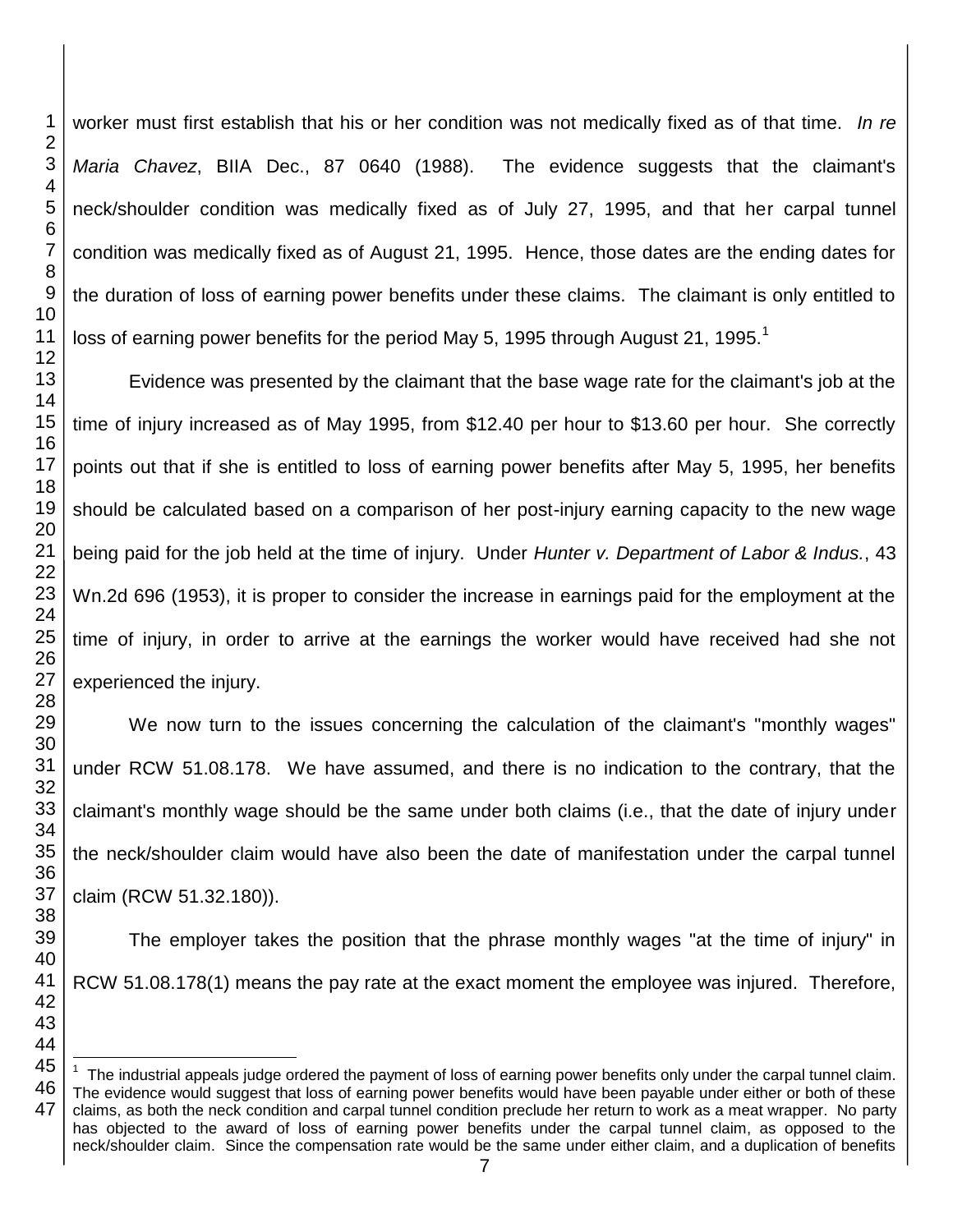worker must first establish that his or her condition was not medically fixed as of that time. *In re Maria Chavez*, BIIA Dec., 87 0640 (1988). The evidence suggests that the claimant's neck/shoulder condition was medically fixed as of July 27, 1995, and that her carpal tunnel condition was medically fixed as of August 21, 1995. Hence, those dates are the ending dates for the duration of loss of earning power benefits under these claims. The claimant is only entitled to loss of earning power benefits for the period May 5, 1995 through August 21, 1995.[1]

Evidence was presented by the claimant that the base wage rate for the claimant's job at the time of injury increased as of May 1995, from $12.40 per hour to $13.60 per hour. She correctly points out that if she is entitled to loss of earning power benefits after May 5, 1995, her benefits should be calculated based on a comparison of her post-injury earning capacity to the new wage being paid for the job held at the time of injury. Under *Hunter v. Department of Labor & Indus.*, 43 Wn.2d 696 (1953), it is proper to consider the increase in earnings paid for the employment at the time of injury, in order to arrive at the earnings the worker would have received had she not experienced the injury.

We now turn to the issues concerning the calculation of the claimant's "monthly wages" under RCW 51.08.178. We have assumed, and there is no indication to the contrary, that the claimant's monthly wage should be the same under both claims (i.e., that the date of injury under the neck/shoulder claim would have also been the date of manifestation under the carpal tunnel claim (RCW 51.32.180)).

The employer takes the position that the phrase monthly wages "at the time of injury" in RCW 51.08.178(1) means the pay rate at the exact moment the employee was injured. Therefore,

[1] The industrial appeals judge ordered the payment of loss of earning power benefits only under the carpal tunnel claim. The evidence would suggest that loss of earning power benefits would have been payable under either or both of these claims, as both the neck condition and carpal tunnel condition preclude her return to work as a meat wrapper. No party has objected to the award of loss of earning power benefits under the carpal tunnel claim, as opposed to the neck/shoulder claim. Since the compensation rate would be the same under either claim, and a duplication of benefits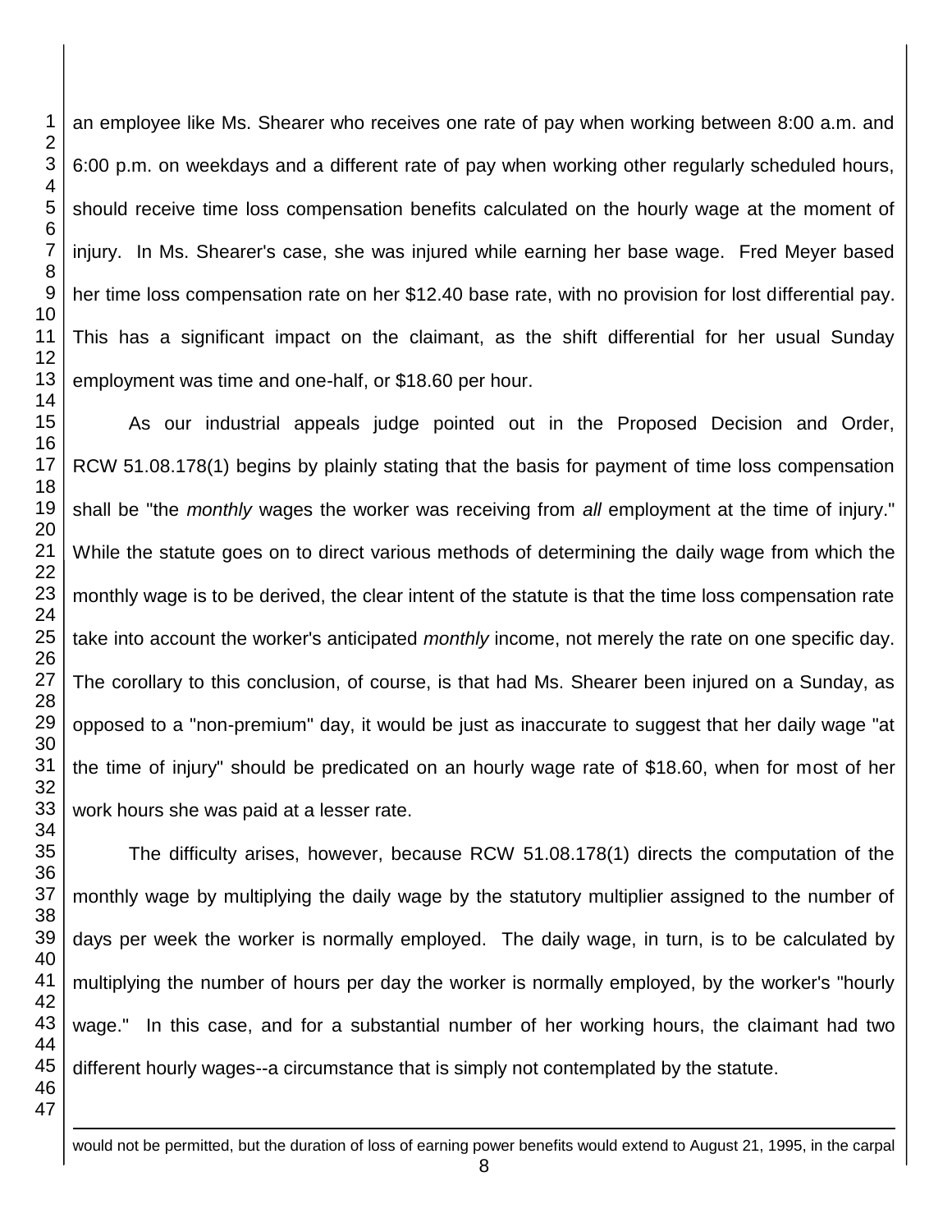an employee like Ms. Shearer who receives one rate of pay when working between 8:00 a.m. and 6:00 p.m. on weekdays and a different rate of pay when working other regularly scheduled hours, should receive time loss compensation benefits calculated on the hourly wage at the moment of injury. In Ms. Shearer's case, she was injured while earning her base wage. Fred Meyer based her time loss compensation rate on her $12.40 base rate, with no provision for lost differential pay. This has a significant impact on the claimant, as the shift differential for her usual Sunday employment was time and one-half, or $18.60 per hour.

As our industrial appeals judge pointed out in the Proposed Decision and Order, RCW 51.08.178(1) begins by plainly stating that the basis for payment of time loss compensation shall be "the *monthly* wages the worker was receiving from *all* employment at the time of injury." While the statute goes on to direct various methods of determining the daily wage from which the monthly wage is to be derived, the clear intent of the statute is that the time loss compensation rate take into account the worker's anticipated *monthly* income, not merely the rate on one specific day. The corollary to this conclusion, of course, is that had Ms. Shearer been injured on a Sunday, as opposed to a "non-premium" day, it would be just as inaccurate to suggest that her daily wage "at the time of injury" should be predicated on an hourly wage rate of $18.60, when for most of her work hours she was paid at a lesser rate.

The difficulty arises, however, because RCW 51.08.178(1) directs the computation of the monthly wage by multiplying the daily wage by the statutory multiplier assigned to the number of days per week the worker is normally employed. The daily wage, in turn, is to be calculated by multiplying the number of hours per day the worker is normally employed, by the worker's "hourly wage." In this case, and for a substantial number of her working hours, the claimant had two different hourly wages--a circumstance that is simply not contemplated by the statute.

---

would not be permitted, but the duration of loss of earning power benefits would extend to August 21, 1995, in the carpal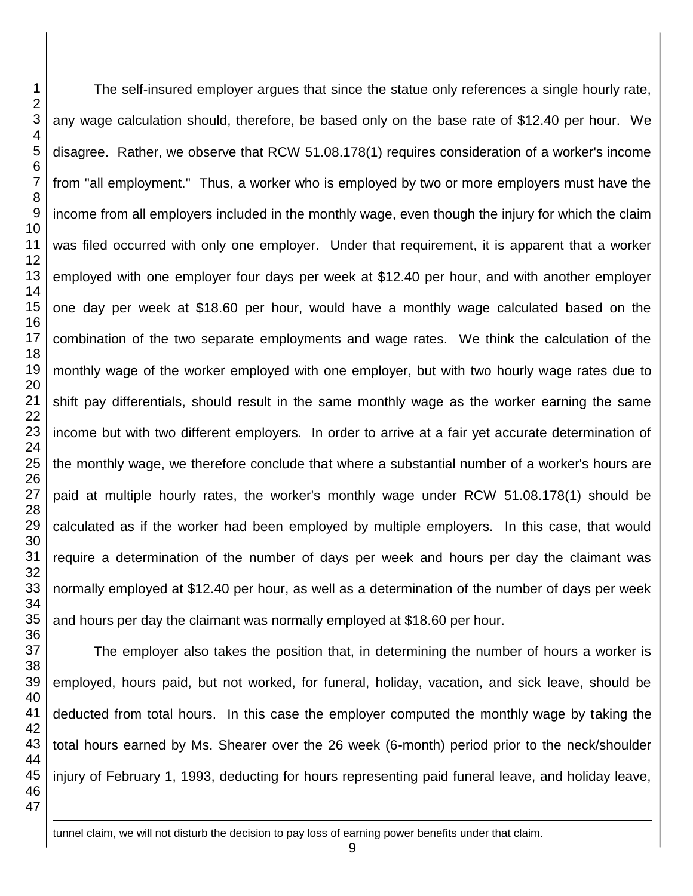The self-insured employer argues that since the statue only references a single hourly rate, any wage calculation should, therefore, be based only on the base rate of $12.40 per hour. We disagree. Rather, we observe that RCW 51.08.178(1) requires consideration of a worker's income from "all employment." Thus, a worker who is employed by two or more employers must have the income from all employers included in the monthly wage, even though the injury for which the claim was filed occurred with only one employer. Under that requirement, it is apparent that a worker employed with one employer four days per week at $12.40 per hour, and with another employer one day per week at $18.60 per hour, would have a monthly wage calculated based on the combination of the two separate employments and wage rates. We think the calculation of the monthly wage of the worker employed with one employer, but with two hourly wage rates due to shift pay differentials, should result in the same monthly wage as the worker earning the same income but with two different employers. In order to arrive at a fair yet accurate determination of the monthly wage, we therefore conclude that where a substantial number of a worker's hours are paid at multiple hourly rates, the worker's monthly wage under RCW 51.08.178(1) should be calculated as if the worker had been employed by multiple employers. In this case, that would require a determination of the number of days per week and hours per day the claimant was normally employed at $12.40 per hour, as well as a determination of the number of days per week and hours per day the claimant was normally employed at $18.60 per hour.

The employer also takes the position that, in determining the number of hours a worker is employed, hours paid, but not worked, for funeral, holiday, vacation, and sick leave, should be deducted from total hours. In this case the employer computed the monthly wage by taking the total hours earned by Ms. Shearer over the 26 week (6-month) period prior to the neck/shoulder injury of February 1, 1993, deducting for hours representing paid funeral leave, and holiday leave,

---

tunnel claim, we will not disturb the decision to pay loss of earning power benefits under that claim.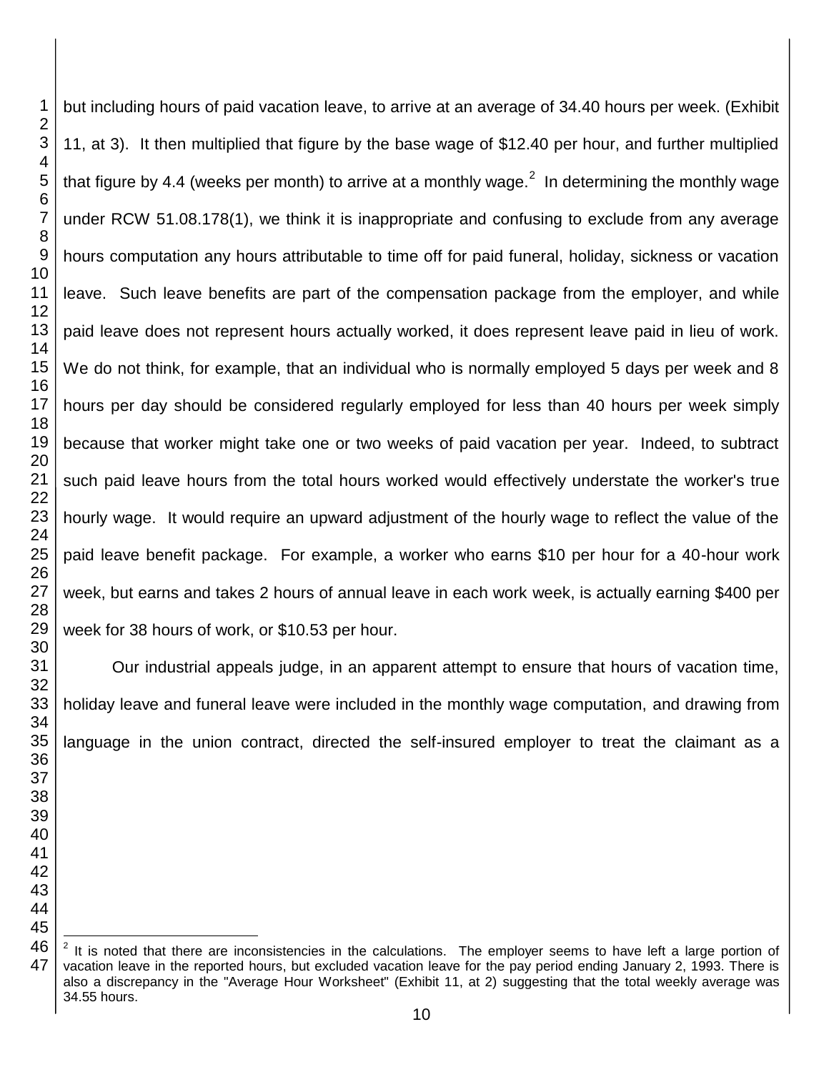but including hours of paid vacation leave, to arrive at an average of 34.40 hours per week. (Exhibit 11, at 3). It then multiplied that figure by the base wage of $12.40 per hour, and further multiplied that figure by 4.4 (weeks per month) to arrive at a monthly wage.[2] In determining the monthly wage under RCW 51.08.178(1), we think it is inappropriate and confusing to exclude from any average hours computation any hours attributable to time off for paid funeral, holiday, sickness or vacation leave. Such leave benefits are part of the compensation package from the employer, and while paid leave does not represent hours actually worked, it does represent leave paid in lieu of work. We do not think, for example, that an individual who is normally employed 5 days per week and 8 hours per day should be considered regularly employed for less than 40 hours per week simply because that worker might take one or two weeks of paid vacation per year. Indeed, to subtract such paid leave hours from the total hours worked would effectively understate the worker's true hourly wage. It would require an upward adjustment of the hourly wage to reflect the value of the paid leave benefit package. For example, a worker who earns $10 per hour for a 40-hour work week, but earns and takes 2 hours of annual leave in each work week, is actually earning $400 per week for 38 hours of work, or $10.53 per hour.

Our industrial appeals judge, in an apparent attempt to ensure that hours of vacation time, holiday leave and funeral leave were included in the monthly wage computation, and drawing from language in the union contract, directed the self-insured employer to treat the claimant as a

---

[2] It is noted that there are inconsistencies in the calculations. The employer seems to have left a large portion of vacation leave in the reported hours, but excluded vacation leave for the pay period ending January 2, 1993. There is also a discrepancy in the "Average Hour Worksheet" (Exhibit 11, at 2) suggesting that the total weekly average was 34.55 hours.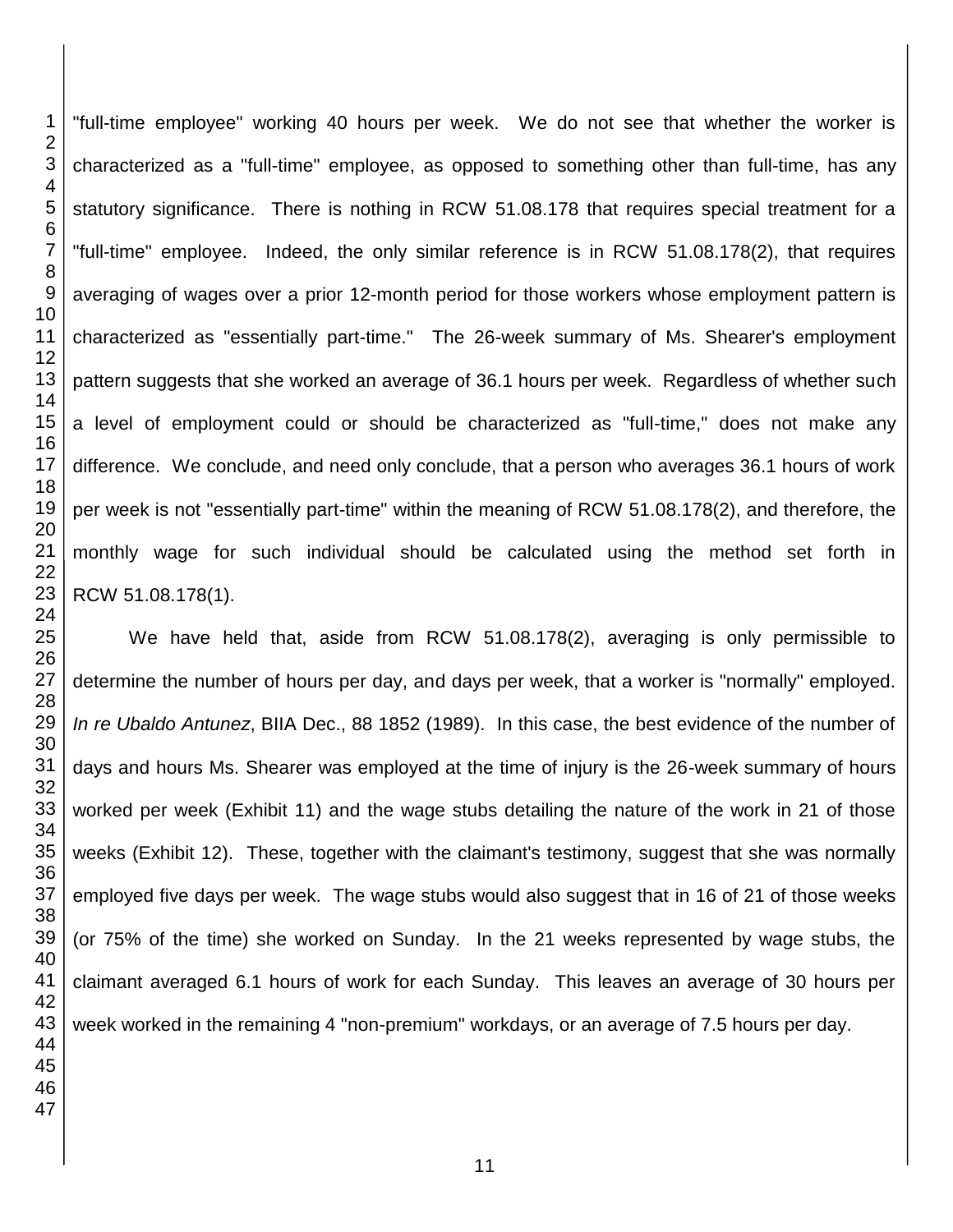"full-time employee" working 40 hours per week. We do not see that whether the worker is characterized as a "full-time" employee, as opposed to something other than full-time, has any statutory significance. There is nothing in RCW 51.08.178 that requires special treatment for a "full-time" employee. Indeed, the only similar reference is in RCW 51.08.178(2), that requires averaging of wages over a prior 12-month period for those workers whose employment pattern is characterized as "essentially part-time." The 26-week summary of Ms. Shearer's employment pattern suggests that she worked an average of 36.1 hours per week. Regardless of whether such a level of employment could or should be characterized as "full-time," does not make any difference. We conclude, and need only conclude, that a person who averages 36.1 hours of work per week is not "essentially part-time" within the meaning of RCW 51.08.178(2), and therefore, the monthly wage for such individual should be calculated using the method set forth in RCW 51.08.178(1).

We have held that, aside from RCW 51.08.178(2), averaging is only permissible to determine the number of hours per day, and days per week, that a worker is "normally" employed. *In re Ubaldo Antunez*, BIIA Dec., 88 1852 (1989). In this case, the best evidence of the number of days and hours Ms. Shearer was employed at the time of injury is the 26-week summary of hours worked per week (Exhibit 11) and the wage stubs detailing the nature of the work in 21 of those weeks (Exhibit 12). These, together with the claimant's testimony, suggest that she was normally employed five days per week. The wage stubs would also suggest that in 16 of 21 of those weeks (or 75% of the time) she worked on Sunday. In the 21 weeks represented by wage stubs, the claimant averaged 6.1 hours of work for each Sunday. This leaves an average of 30 hours per week worked in the remaining 4 "non-premium" workdays, or an average of 7.5 hours per day.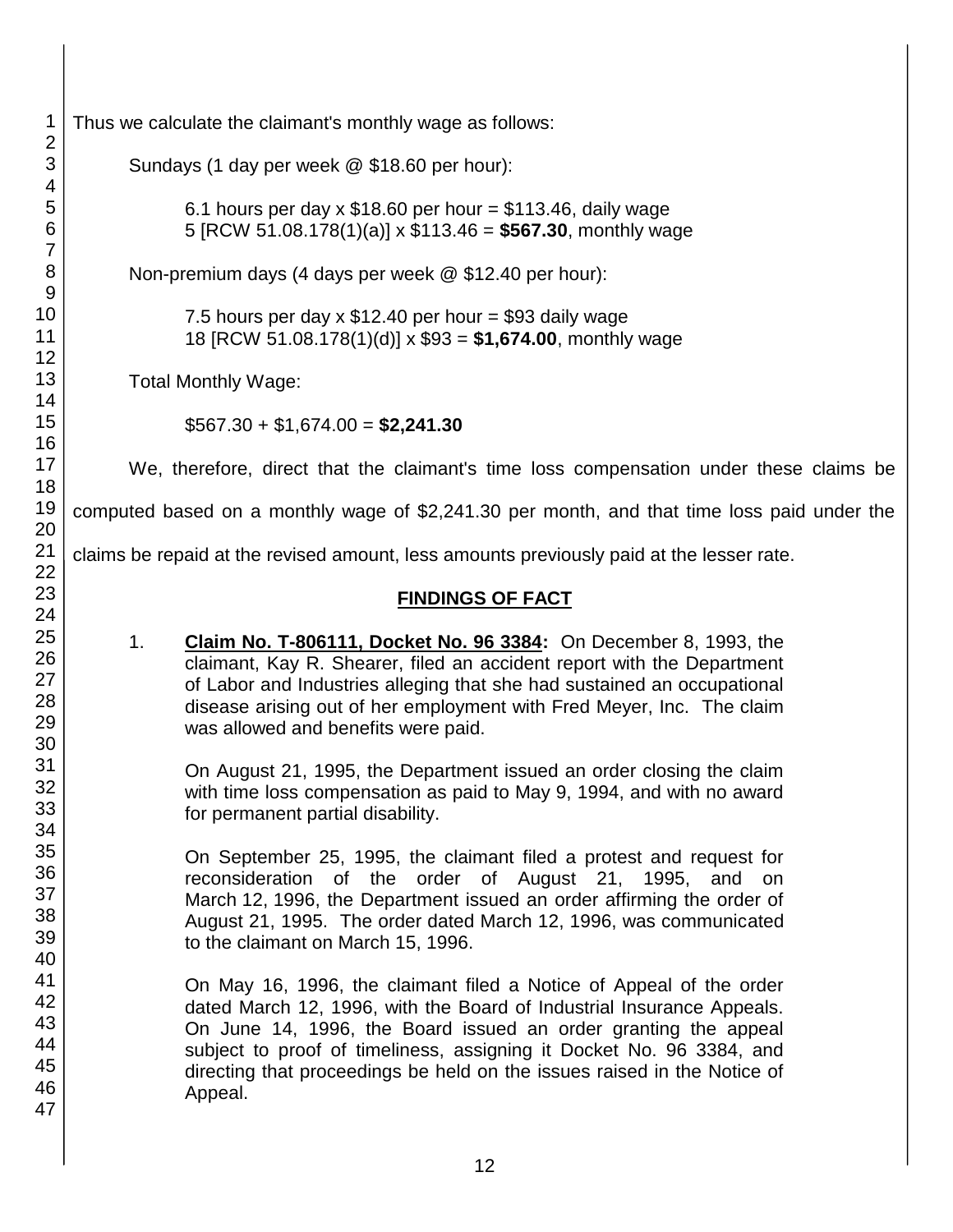Thus we calculate the claimant's monthly wage as follows:

Sundays (1 day per week @ $18.60 per hour):

6.1 hours per day x $18.60 per hour = $113.46, daily wage
5 [RCW 51.08.178(1)(a)] x $113.46 = **$567.30**, monthly wage

Non-premium days (4 days per week @ $12.40 per hour):

7.5 hours per day x $12.40 per hour = $93 daily wage
18 [RCW 51.08.178(1)(d)] x $93 = **$1,674.00**, monthly wage

Total Monthly Wage:

$567.30 + $1,674.00 = **$2,241.30**

We, therefore, direct that the claimant's time loss compensation under these claims be computed based on a monthly wage of $2,241.30 per month, and that time loss paid under the claims be repaid at the revised amount, less amounts previously paid at the lesser rate.

## FINDINGS OF FACT

1. **Claim No. T-806111, Docket No. 96 3384:** On December 8, 1993, the claimant, Kay R. Shearer, filed an accident report with the Department of Labor and Industries alleging that she had sustained an occupational disease arising out of her employment with Fred Meyer, Inc. The claim was allowed and benefits were paid.

   On August 21, 1995, the Department issued an order closing the claim with time loss compensation as paid to May 9, 1994, and with no award for permanent partial disability.

   On September 25, 1995, the claimant filed a protest and request for reconsideration of the order of August 21, 1995, and on March 12, 1996, the Department issued an order affirming the order of August 21, 1995. The order dated March 12, 1996, was communicated to the claimant on March 15, 1996.

   On May 16, 1996, the claimant filed a Notice of Appeal of the order dated March 12, 1996, with the Board of Industrial Insurance Appeals. On June 14, 1996, the Board issued an order granting the appeal subject to proof of timeliness, assigning it Docket No. 96 3384, and directing that proceedings be held on the issues raised in the Notice of Appeal.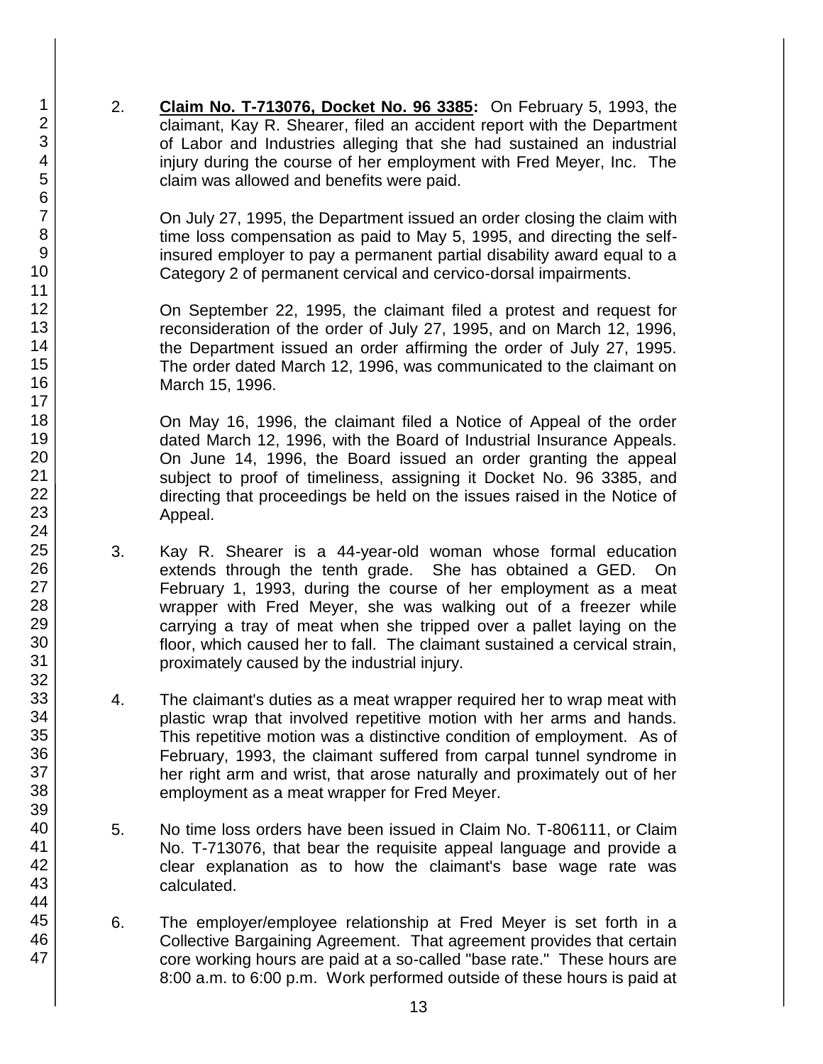2. **Claim No. T-713076, Docket No. 96 3385:** On February 5, 1993, the claimant, Kay R. Shearer, filed an accident report with the Department of Labor and Industries alleging that she had sustained an industrial injury during the course of her employment with Fred Meyer, Inc. The claim was allowed and benefits were paid.

   On July 27, 1995, the Department issued an order closing the claim with time loss compensation as paid to May 5, 1995, and directing the self-insured employer to pay a permanent partial disability award equal to a Category 2 of permanent cervical and cervico-dorsal impairments.

   On September 22, 1995, the claimant filed a protest and request for reconsideration of the order of July 27, 1995, and on March 12, 1996, the Department issued an order affirming the order of July 27, 1995. The order dated March 12, 1996, was communicated to the claimant on March 15, 1996.

   On May 16, 1996, the claimant filed a Notice of Appeal of the order dated March 12, 1996, with the Board of Industrial Insurance Appeals. On June 14, 1996, the Board issued an order granting the appeal subject to proof of timeliness, assigning it Docket No. 96 3385, and directing that proceedings be held on the issues raised in the Notice of Appeal.

3. Kay R. Shearer is a 44-year-old woman whose formal education extends through the tenth grade. She has obtained a GED. On February 1, 1993, during the course of her employment as a meat wrapper with Fred Meyer, she was walking out of a freezer while carrying a tray of meat when she tripped over a pallet laying on the floor, which caused her to fall. The claimant sustained a cervical strain, proximately caused by the industrial injury.

4. The claimant's duties as a meat wrapper required her to wrap meat with plastic wrap that involved repetitive motion with her arms and hands. This repetitive motion was a distinctive condition of employment. As of February, 1993, the claimant suffered from carpal tunnel syndrome in her right arm and wrist, that arose naturally and proximately out of her employment as a meat wrapper for Fred Meyer.

5. No time loss orders have been issued in Claim No. T-806111, or Claim No. T-713076, that bear the requisite appeal language and provide a clear explanation as to how the claimant's base wage rate was calculated.

6. The employer/employee relationship at Fred Meyer is set forth in a Collective Bargaining Agreement. That agreement provides that certain core working hours are paid at a so-called "base rate." These hours are 8:00 a.m. to 6:00 p.m. Work performed outside of these hours is paid at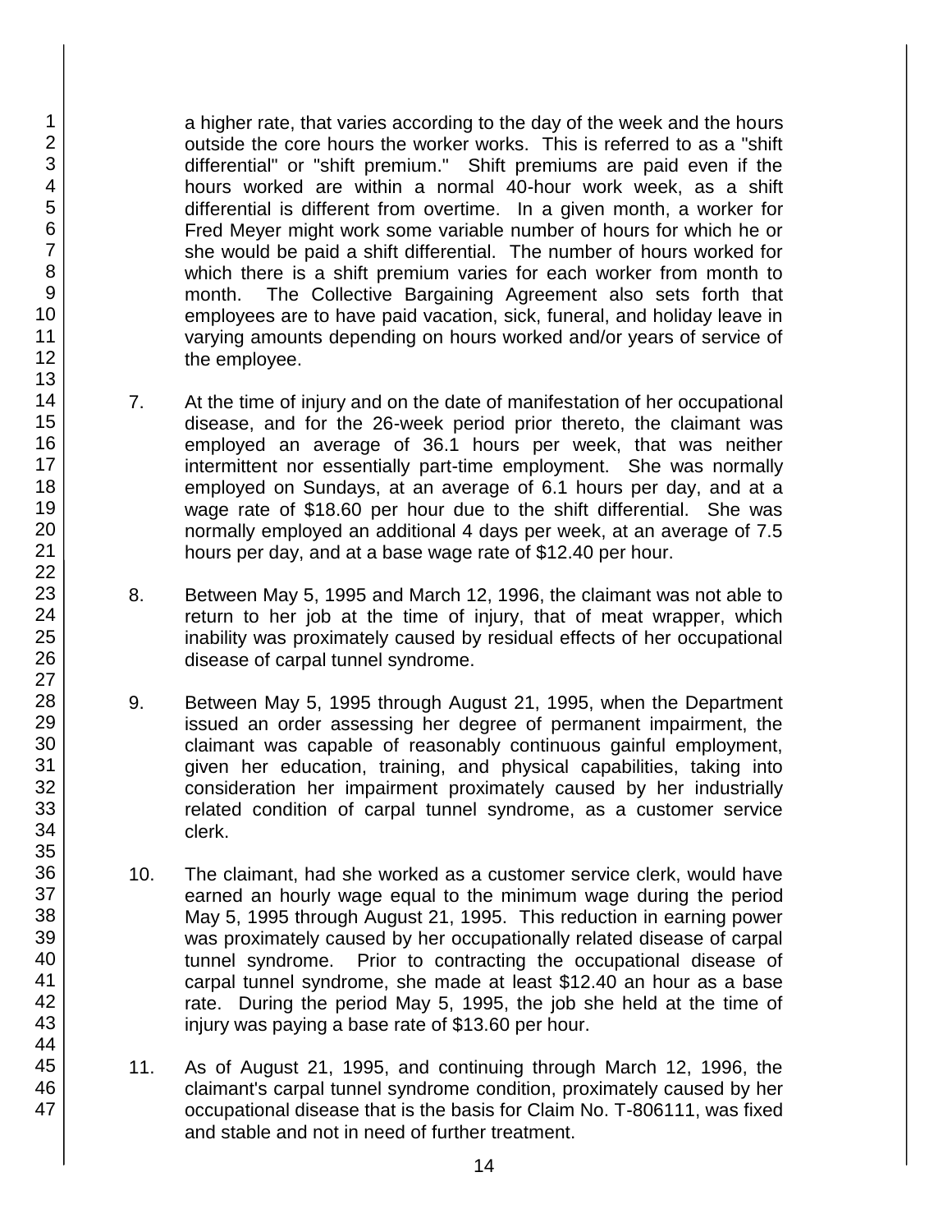a higher rate, that varies according to the day of the week and the hours outside the core hours the worker works. This is referred to as a "shift differential" or "shift premium." Shift premiums are paid even if the hours worked are within a normal 40-hour work week, as a shift differential is different from overtime. In a given month, a worker for Fred Meyer might work some variable number of hours for which he or she would be paid a shift differential. The number of hours worked for which there is a shift premium varies for each worker from month to month. The Collective Bargaining Agreement also sets forth that employees are to have paid vacation, sick, funeral, and holiday leave in varying amounts depending on hours worked and/or years of service of the employee.

7. At the time of injury and on the date of manifestation of her occupational disease, and for the 26-week period prior thereto, the claimant was employed an average of 36.1 hours per week, that was neither intermittent nor essentially part-time employment. She was normally employed on Sundays, at an average of 6.1 hours per day, and at a wage rate of $18.60 per hour due to the shift differential. She was normally employed an additional 4 days per week, at an average of 7.5 hours per day, and at a base wage rate of $12.40 per hour.

8. Between May 5, 1995 and March 12, 1996, the claimant was not able to return to her job at the time of injury, that of meat wrapper, which inability was proximately caused by residual effects of her occupational disease of carpal tunnel syndrome.

9. Between May 5, 1995 through August 21, 1995, when the Department issued an order assessing her degree of permanent impairment, the claimant was capable of reasonably continuous gainful employment, given her education, training, and physical capabilities, taking into consideration her impairment proximately caused by her industrially related condition of carpal tunnel syndrome, as a customer service clerk.

10. The claimant, had she worked as a customer service clerk, would have earned an hourly wage equal to the minimum wage during the period May 5, 1995 through August 21, 1995. This reduction in earning power was proximately caused by her occupationally related disease of carpal tunnel syndrome. Prior to contracting the occupational disease of carpal tunnel syndrome, she made at least $12.40 an hour as a base rate. During the period May 5, 1995, the job she held at the time of injury was paying a base rate of $13.60 per hour.

11. As of August 21, 1995, and continuing through March 12, 1996, the claimant's carpal tunnel syndrome condition, proximately caused by her occupational disease that is the basis for Claim No. T-806111, was fixed and stable and not in need of further treatment.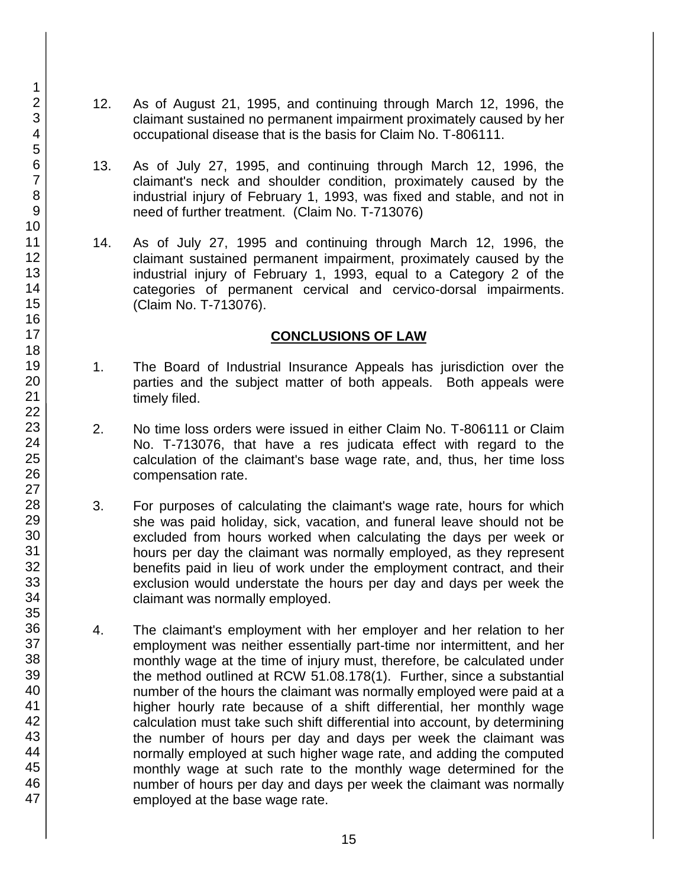12. As of August 21, 1995, and continuing through March 12, 1996, the claimant sustained no permanent impairment proximately caused by her occupational disease that is the basis for Claim No. T-806111.

13. As of July 27, 1995, and continuing through March 12, 1996, the claimant's neck and shoulder condition, proximately caused by the industrial injury of February 1, 1993, was fixed and stable, and not in need of further treatment. (Claim No. T-713076)

14. As of July 27, 1995 and continuing through March 12, 1996, the claimant sustained permanent impairment, proximately caused by the industrial injury of February 1, 1993, equal to a Category 2 of the categories of permanent cervical and cervico-dorsal impairments. (Claim No. T-713076).

## CONCLUSIONS OF LAW

1. The Board of Industrial Insurance Appeals has jurisdiction over the parties and the subject matter of both appeals. Both appeals were timely filed.

2. No time loss orders were issued in either Claim No. T-806111 or Claim No. T-713076, that have a res judicata effect with regard to the calculation of the claimant's base wage rate, and, thus, her time loss compensation rate.

3. For purposes of calculating the claimant's wage rate, hours for which she was paid holiday, sick, vacation, and funeral leave should not be excluded from hours worked when calculating the days per week or hours per day the claimant was normally employed, as they represent benefits paid in lieu of work under the employment contract, and their exclusion would understate the hours per day and days per week the claimant was normally employed.

4. The claimant's employment with her employer and her relation to her employment was neither essentially part-time nor intermittent, and her monthly wage at the time of injury must, therefore, be calculated under the method outlined at RCW 51.08.178(1). Further, since a substantial number of the hours the claimant was normally employed were paid at a higher hourly rate because of a shift differential, her monthly wage calculation must take such shift differential into account, by determining the number of hours per day and days per week the claimant was normally employed at such higher wage rate, and adding the computed monthly wage at such rate to the monthly wage determined for the number of hours per day and days per week the claimant was normally employed at the base wage rate.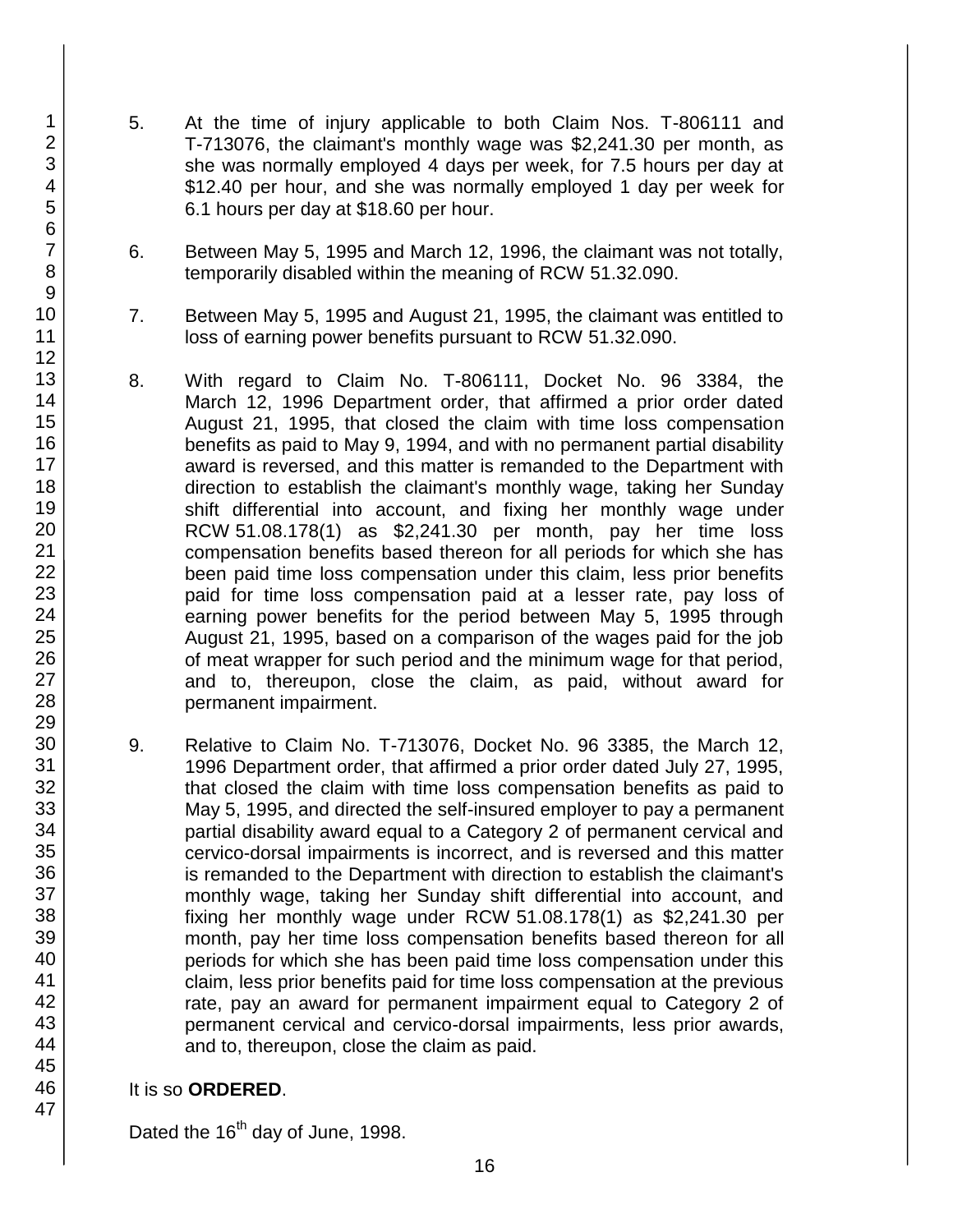5. At the time of injury applicable to both Claim Nos. T-806111 and T-713076, the claimant's monthly wage was $2,241.30 per month, as she was normally employed 4 days per week, for 7.5 hours per day at $12.40 per hour, and she was normally employed 1 day per week for 6.1 hours per day at $18.60 per hour.

6. Between May 5, 1995 and March 12, 1996, the claimant was not totally, temporarily disabled within the meaning of RCW 51.32.090.

7. Between May 5, 1995 and August 21, 1995, the claimant was entitled to loss of earning power benefits pursuant to RCW 51.32.090.

8. With regard to Claim No. T-806111, Docket No. 96 3384, the March 12, 1996 Department order, that affirmed a prior order dated August 21, 1995, that closed the claim with time loss compensation benefits as paid to May 9, 1994, and with no permanent partial disability award is reversed, and this matter is remanded to the Department with direction to establish the claimant's monthly wage, taking her Sunday shift differential into account, and fixing her monthly wage under RCW 51.08.178(1) as $2,241.30 per month, pay her time loss compensation benefits based thereon for all periods for which she has been paid time loss compensation under this claim, less prior benefits paid for time loss compensation paid at a lesser rate, pay loss of earning power benefits for the period between May 5, 1995 through August 21, 1995, based on a comparison of the wages paid for the job of meat wrapper for such period and the minimum wage for that period, and to, thereupon, close the claim, as paid, without award for permanent impairment.

9. Relative to Claim No. T-713076, Docket No. 96 3385, the March 12, 1996 Department order, that affirmed a prior order dated July 27, 1995, that closed the claim with time loss compensation benefits as paid to May 5, 1995, and directed the self-insured employer to pay a permanent partial disability award equal to a Category 2 of permanent cervical and cervico-dorsal impairments is incorrect, and is reversed and this matter is remanded to the Department with direction to establish the claimant's monthly wage, taking her Sunday shift differential into account, and fixing her monthly wage under RCW 51.08.178(1) as $2,241.30 per month, pay her time loss compensation benefits based thereon for all periods for which she has been paid time loss compensation under this claim, less prior benefits paid for time loss compensation at the previous rate, pay an award for permanent impairment equal to Category 2 of permanent cervical and cervico-dorsal impairments, less prior awards, and to, thereupon, close the claim as paid.

It is so **ORDERED**.

Dated the 16th day of June, 1998.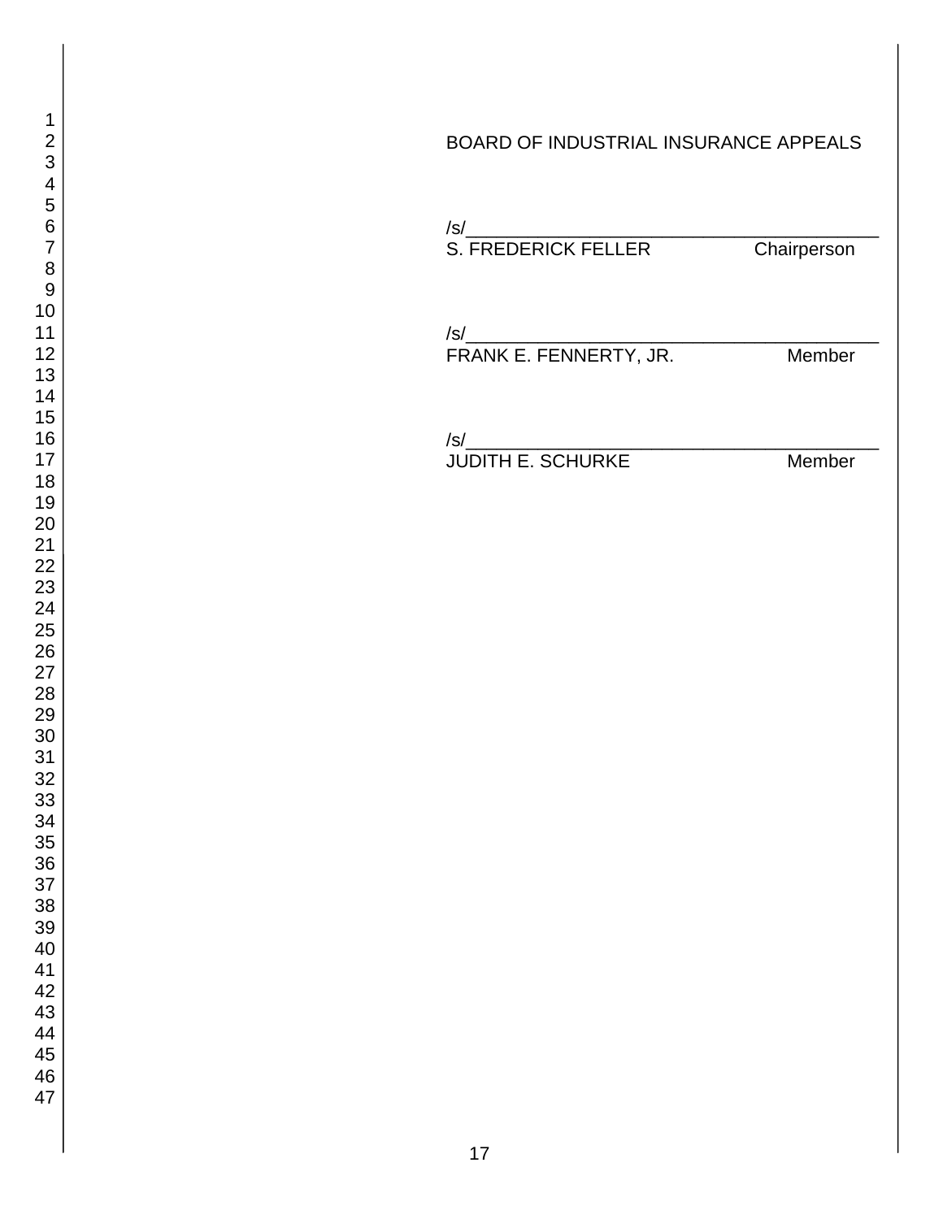BOARD OF INDUSTRIAL INSURANCE APPEALS

/s/\_\_\_\_\_\_\_\_\_\_\_\_\_\_\_\_\_\_\_\_\_\_\_\_\_\_\_\_\_\_\_\_\_\_\_\_\_\_\_\_\_\_
S. FREDERICK FELLER Chairperson

/s/\_\_\_\_\_\_\_\_\_\_\_\_\_\_\_\_\_\_\_\_\_\_\_\_\_\_\_\_\_\_\_\_\_\_\_\_\_\_\_\_\_\_
FRANK E. FENNERTY, JR. Member

/s/\_\_\_\_\_\_\_\_\_\_\_\_\_\_\_\_\_\_\_\_\_\_\_\_\_\_\_\_\_\_\_\_\_\_\_\_\_\_\_\_\_\_
JUDITH E. SCHURKE Member